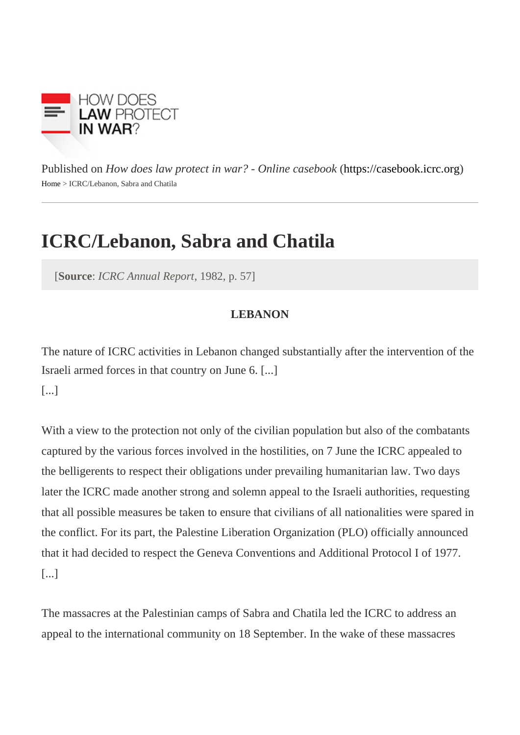Published on *How does law protect in war? - Online casebook* (https://casebook.icrc.org)

Home > ICRC/Lebanon, Sabra and Chatila

# ICRC/Lebanon, Sabra and Chatila

[**Source**: *ICRC Annual Report*, 1982, p. 57]

**LEBANON**

The nature of ICRC activities in Lebanon changed substantially after the intervention of the Israeli armed forces in that country on June 6. [...]

[...]

With a view to the protection not only of the civilian population but also of the combatants captured by the various forces involved in the hostilities, on 7 June the ICRC appealed to the belligerents to respect their obligations under prevailing humanitarian law. Two days later the ICRC made another strong and solemn appeal to the Israeli authorities, requesting that all possible measures be taken to ensure that civilians of all nationalities were spared in the conflict. For its part, the Palestine Liberation Organization (PLO) officially announced that it had decided to respect the Geneva Conventions and Additional Protocol I of 1977. [...]

The massacres at the Palestinian camps of Sabra and Chatila led the ICRC to address an appeal to the international community on 18 September. In the wake of these massacres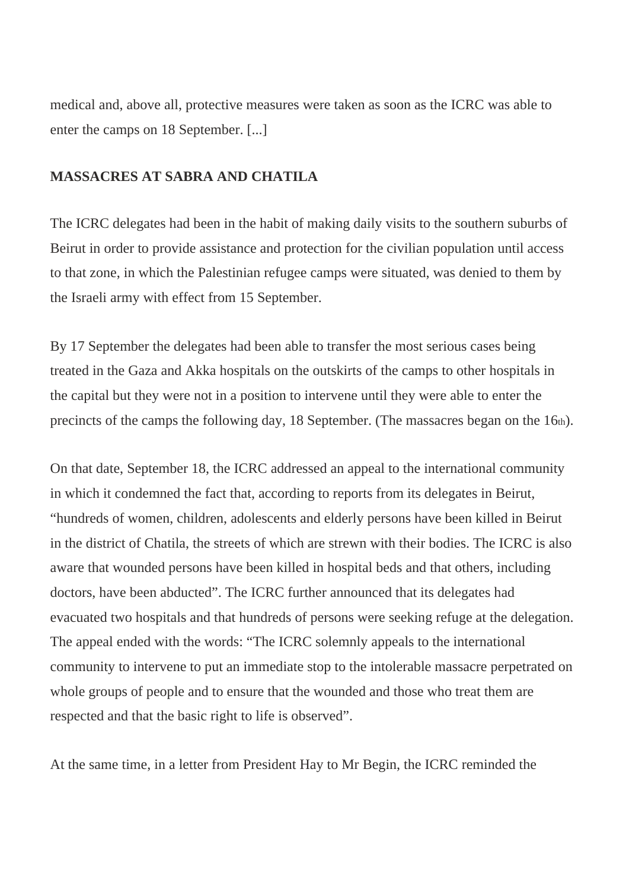medical and, above all, protective measures were taken as soon as the ICRC was able to enter the camps on 18 September. [...]

**MASSACRES AT SABRA AND CHATILA**

The ICRC delegates had been in the habit of making daily visits to the southern suburbs of Beirut in order to provide assistance and protection for the civilian population until access to that zone, in which the Palestinian refugee camps were situated, was denied to them by the Israeli army with effect from 15 September.

By 17 September the delegates had been able to transfer the most serious cases being treated in the Gaza and Akka hospitals on the outskirts of the camps to other hospitals in the capital but they were not in a position to intervene until they were able to enter the precincts of the camps the following day, 18 September. (The massacres began on the 16th).

On that date, September 18, the ICRC addressed an appeal to the international community in which it condemned the fact that, according to reports from its delegates in Beirut, "hundreds of women, children, adolescents and elderly persons have been killed in Beirut in the district of Chatila, the streets of which are strewn with their bodies. The ICRC is also aware that wounded persons have been killed in hospital beds and that others, including doctors, have been abducted". The ICRC further announced that its delegates had evacuated two hospitals and that hundreds of persons were seeking refuge at the delegation. The appeal ended with the words: "The ICRC solemnly appeals to the international community to intervene to put an immediate stop to the intolerable massacre perpetrated on whole groups of people and to ensure that the wounded and those who treat them are respected and that the basic right to life is observed".

At the same time, in a letter from President Hay to Mr Begin, the ICRC reminded the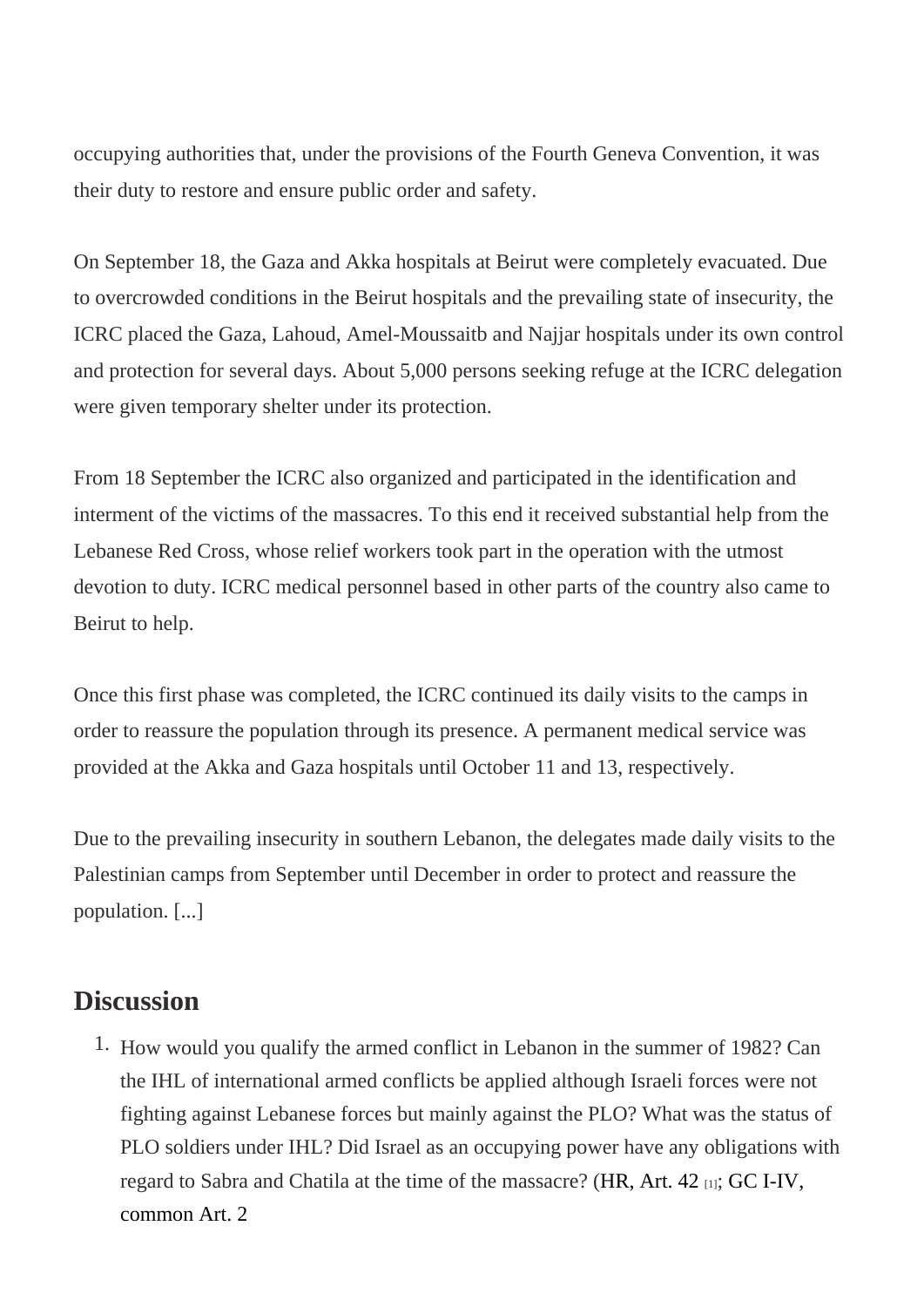occupying authorities that, under the provisions of the Fourth Geneva Convention, it was their duty to restore and ensure public order and safety.

On September 18, the Gaza and Akka hospitals at Beirut were completely evacuated. Due to overcrowded conditions in the Beirut hospitals and the prevailing state of insecurity, the ICRC placed the Gaza, Lahoud, Amel-Moussaitb and Najjar hospitals under its own control and protection for several days. About 5,000 persons seeking refuge at the ICRC delegation were given temporary shelter under its protection.

From 18 September the ICRC also organized and participated in the identification and interment of the victims of the massacres. To this end it received substantial help from the Lebanese Red Cross, whose relief workers took part in the operation with the utmost devotion to duty. ICRC medical personnel based in other parts of the country also came to Beirut to help.

Once this first phase was completed, the ICRC continued its daily visits to the camps in order to reassure the population through its presence. A permanent medical service was provided at the Akka and Gaza hospitals until October 11 and 13, respectively.

Due to the prevailing insecurity in southern Lebanon, the delegates made daily visits to the Palestinian camps from September until December in order to protect and reassure the population. [...]

## Discussion

1. How would you qualify the armed conflict in Lebanon in the summer of 1982? Can the IHL of international armed conflicts be applied although Israeli forces were not fighting against Lebanese forces but mainly against the PLO? What was the status of PLO soldiers under IHL? Did Israel as an occupying power have any obligations with regard to Sabra and Chatila at the time of the massacre? (HR, Art. 42 [1]; GC I-IV, common Art. 2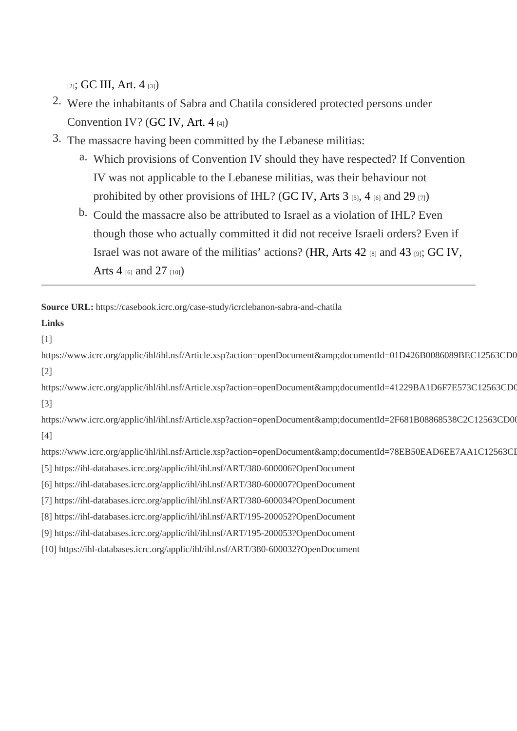[2]; GC III, Art. 4 [3])

2. Were the inhabitants of Sabra and Chatila considered protected persons under Convention IV? (GC IV, Art. 4 [4])
3. The massacre having been committed by the Lebanese militias:
   a. Which provisions of Convention IV should they have respected? If Convention IV was not applicable to the Lebanese militias, was their behaviour not prohibited by other provisions of IHL? (GC IV, Arts 3 [5], 4 [6] and 29 [7])
   b. Could the massacre also be attributed to Israel as a violation of IHL? Even though those who actually committed it did not receive Israeli orders? Even if Israel was not aware of the militias' actions? (HR, Arts 42 [8] and 43 [9]; GC IV, Arts 4 [6] and 27 [10])

---

**Source URL:** https://casebook.icrc.org/case-study/icrclebanon-sabra-and-chatila

**Links**

[1] https://www.icrc.org/applic/ihl/ihl.nsf/Article.xsp?action=openDocument&amp;documentId=01D426B0086089BEC12563CD0

[2] https://www.icrc.org/applic/ihl/ihl.nsf/Article.xsp?action=openDocument&amp;documentId=41229BA1D6F7E573C12563CD0

[3] https://www.icrc.org/applic/ihl/ihl.nsf/Article.xsp?action=openDocument&amp;documentId=2F681B08868538C2C12563CD00

[4] https://www.icrc.org/applic/ihl/ihl.nsf/Article.xsp?action=openDocument&amp;documentId=78EB50EAD6EE7AA1C12563CD

[5] https://ihl-databases.icrc.org/applic/ihl/ihl.nsf/ART/380-600006?OpenDocument

[6] https://ihl-databases.icrc.org/applic/ihl/ihl.nsf/ART/380-600007?OpenDocument

[7] https://ihl-databases.icrc.org/applic/ihl/ihl.nsf/ART/380-600034?OpenDocument

[8] https://ihl-databases.icrc.org/applic/ihl/ihl.nsf/ART/195-200052?OpenDocument

[9] https://ihl-databases.icrc.org/applic/ihl/ihl.nsf/ART/195-200053?OpenDocument

[10] https://ihl-databases.icrc.org/applic/ihl/ihl.nsf/ART/380-600032?OpenDocument